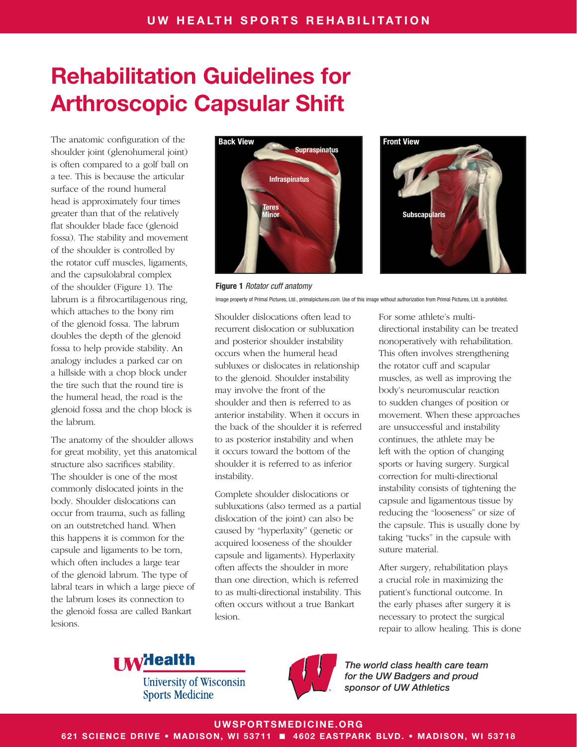# Rehabilitation Guidelines for Arthroscopic Capsular Shift

The anatomic configuration of the shoulder joint (glenohumeral joint) is often compared to a golf ball on a tee. This is because the articular surface of the round humeral head is approximately four times greater than that of the relatively flat shoulder blade face (glenoid fossa). The stability and movement of the shoulder is controlled by the rotator cuff muscles, ligaments, and the capsulolabral complex of the shoulder (Figure 1). The labrum is a fibrocartilagenous ring, which attaches to the bony rim of the glenoid fossa. The labrum doubles the depth of the glenoid fossa to help provide stability. An analogy includes a parked car on a hillside with a chop block under the tire such that the round tire is the humeral head, the road is the glenoid fossa and the chop block is the labrum.

**Figure 1** *Rotator cuff anatomy*

Image property of Primal Pictures, Ltd., primalpictures.com. Use of this image without authorization from Primal Pictures, Ltd. is prohibited.

The anatomy of the shoulder allows for great mobility, yet this anatomical structure also sacrifices stability. The shoulder is one of the most commonly dislocated joints in the body. Shoulder dislocations can occur from trauma, such as falling on an outstretched hand. When this happens it is common for the capsule and ligaments to be torn, which often includes a large tear of the glenoid labrum. The type of labral tears in which a large piece of the labrum loses its connection to the glenoid fossa are called Bankart lesions.

Shoulder dislocations often lead to recurrent dislocation or subluxation and posterior shoulder instability occurs when the humeral head subluxes or dislocates in relationship to the glenoid. Shoulder instability may involve the front of the shoulder and then is referred to as anterior instability. When it occurs in the back of the shoulder it is referred to as posterior instability and when it occurs toward the bottom of the shoulder it is referred to as inferior instability.

Complete shoulder dislocations or subluxations (also termed as a partial dislocation of the joint) can also be caused by "hyperlaxity" (genetic or acquired looseness of the shoulder capsule and ligaments). Hyperlaxity often affects the shoulder in more than one direction, which is referred to as multi-directional instability. This often occurs without a true Bankart lesion.

For some athlete's multi-directional instability can be treated nonoperatively with rehabilitation. This often involves strengthening the rotator cuff and scapular muscles, as well as improving the body's neuromuscular reaction to sudden changes of position or movement. When these approaches are unsuccessful and instability continues, the athlete may be left with the option of changing sports or having surgery. Surgical correction for multi-directional instability consists of tightening the capsule and ligamentous tissue by reducing the "looseness" or size of the capsule. This is usually done by taking "tucks" in the capsule with suture material.

After surgery, rehabilitation plays a crucial role in maximizing the patient's functional outcome. In the early phases after surgery it is necessary to protect the surgical repair to allow healing. This is done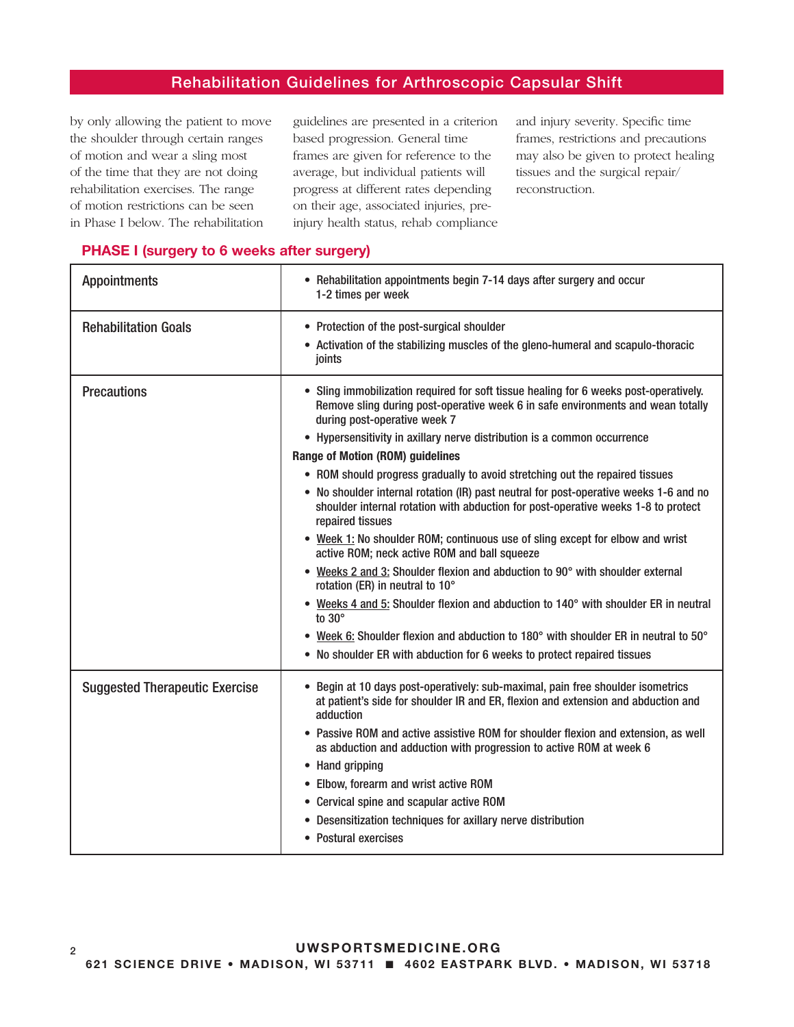by only allowing the patient to move the shoulder through certain ranges of motion and wear a sling most of the time that they are not doing rehabilitation exercises. The range of motion restrictions can be seen in Phase I below. The rehabilitation guidelines are presented in a criterion based progression. General time frames are given for reference to the average, but individual patients will progress at different rates depending on their age, associated injuries, pre-injury health status, rehab compliance and injury severity. Specific time frames, restrictions and precautions may also be given to protect healing tissues and the surgical repair/reconstruction.

## PHASE I (surgery to 6 weeks after surgery)

| | |
|---|---|
| Appointments | • Rehabilitation appointments begin 7-14 days after surgery and occur 1-2 times per week |
| Rehabilitation Goals | • Protection of the post-surgical shoulder<br>• Activation of the stabilizing muscles of the gleno-humeral and scapulo-thoracic joints |
| Precautions | • Sling immobilization required for soft tissue healing for 6 weeks post-operatively. Remove sling during post-operative week 6 in safe environments and wean totally during post-operative week 7<br>• Hypersensitivity in axillary nerve distribution is a common occurrence<br>**Range of Motion (ROM) guidelines**<br>• ROM should progress gradually to avoid stretching out the repaired tissues<br>• No shoulder internal rotation (IR) past neutral for post-operative weeks 1-6 and no shoulder internal rotation with abduction for post-operative weeks 1-8 to protect repaired tissues<br>• Week 1: No shoulder ROM; continuous use of sling except for elbow and wrist active ROM; neck active ROM and ball squeeze<br>• Weeks 2 and 3: Shoulder flexion and abduction to 90° with shoulder external rotation (ER) in neutral to 10°<br>• Weeks 4 and 5: Shoulder flexion and abduction to 140° with shoulder ER in neutral to 30°<br>• Week 6: Shoulder flexion and abduction to 180° with shoulder ER in neutral to 50°<br>• No shoulder ER with abduction for 6 weeks to protect repaired tissues |
| Suggested Therapeutic Exercise | • Begin at 10 days post-operatively: sub-maximal, pain free shoulder isometrics at patient's side for shoulder IR and ER, flexion and extension and abduction and adduction<br>• Passive ROM and active assistive ROM for shoulder flexion and extension, as well as abduction and adduction with progression to active ROM at week 6<br>• Hand gripping<br>• Elbow, forearm and wrist active ROM<br>• Cervical spine and scapular active ROM<br>• Desensitization techniques for axillary nerve distribution<br>• Postural exercises |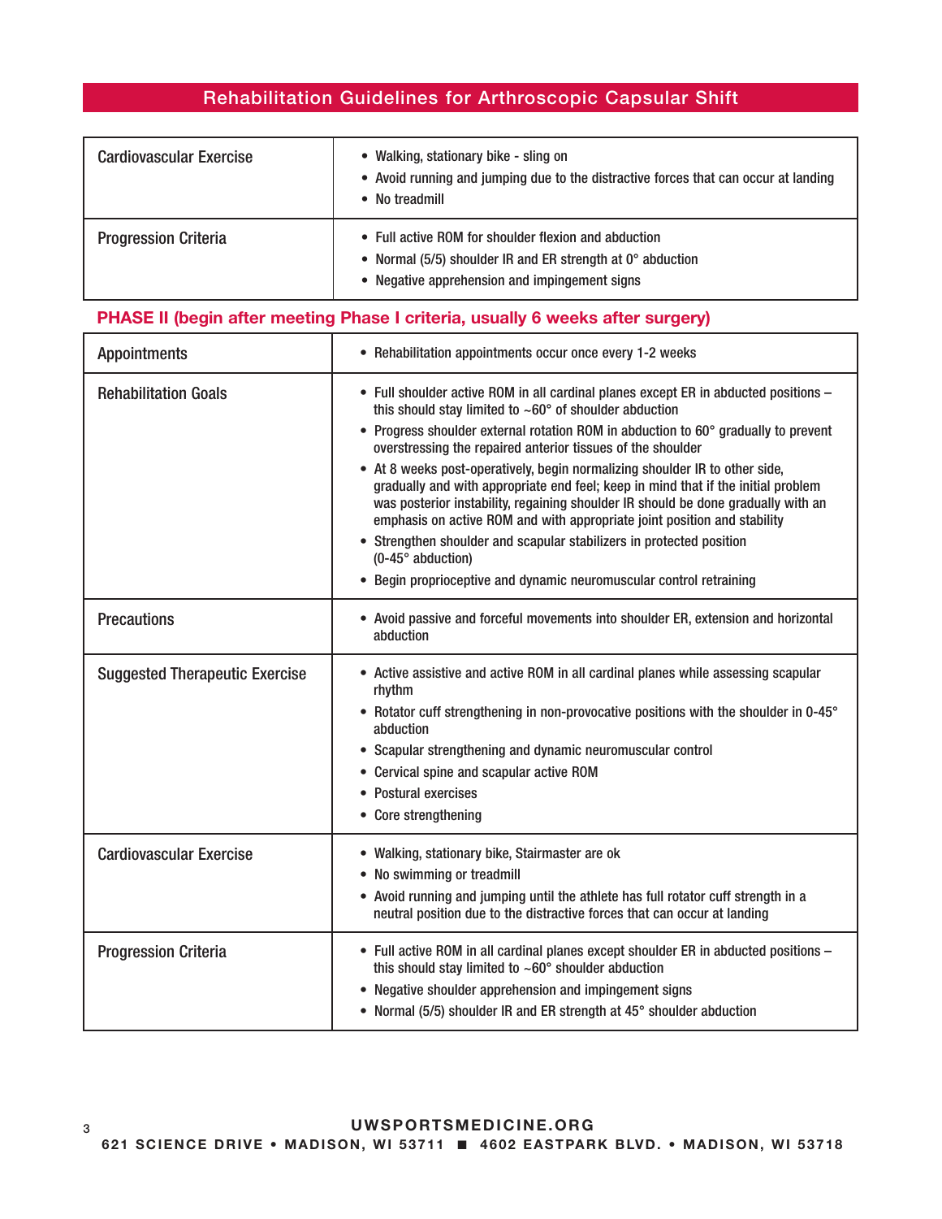## Rehabilitation Guidelines for Arthroscopic Capsular Shift

| | |
|---|---|
| Cardiovascular Exercise | • Walking, stationary bike - sling on<br>• Avoid running and jumping due to the distractive forces that can occur at landing<br>• No treadmill |
| Progression Criteria | • Full active ROM for shoulder flexion and abduction<br>• Normal (5/5) shoulder IR and ER strength at 0° abduction<br>• Negative apprehension and impingement signs |

### PHASE II (begin after meeting Phase I criteria, usually 6 weeks after surgery)

| | |
|---|---|
| Appointments | • Rehabilitation appointments occur once every 1-2 weeks |
| Rehabilitation Goals | • Full shoulder active ROM in all cardinal planes except ER in abducted positions – this should stay limited to ~60° of shoulder abduction<br>• Progress shoulder external rotation ROM in abduction to 60° gradually to prevent overstressing the repaired anterior tissues of the shoulder<br>• At 8 weeks post-operatively, begin normalizing shoulder IR to other side, gradually and with appropriate end feel; keep in mind that if the initial problem was posterior instability, regaining shoulder IR should be done gradually with an emphasis on active ROM and with appropriate joint position and stability<br>• Strengthen shoulder and scapular stabilizers in protected position (0-45° abduction)<br>• Begin proprioceptive and dynamic neuromuscular control retraining |
| Precautions | • Avoid passive and forceful movements into shoulder ER, extension and horizontal abduction |
| Suggested Therapeutic Exercise | • Active assistive and active ROM in all cardinal planes while assessing scapular rhythm<br>• Rotator cuff strengthening in non-provocative positions with the shoulder in 0-45° abduction<br>• Scapular strengthening and dynamic neuromuscular control<br>• Cervical spine and scapular active ROM<br>• Postural exercises<br>• Core strengthening |
| Cardiovascular Exercise | • Walking, stationary bike, Stairmaster are ok<br>• No swimming or treadmill<br>• Avoid running and jumping until the athlete has full rotator cuff strength in a neutral position due to the distractive forces that can occur at landing |
| Progression Criteria | • Full active ROM in all cardinal planes except shoulder ER in abducted positions – this should stay limited to ~60° shoulder abduction<br>• Negative shoulder apprehension and impingement signs<br>• Normal (5/5) shoulder IR and ER strength at 45° shoulder abduction |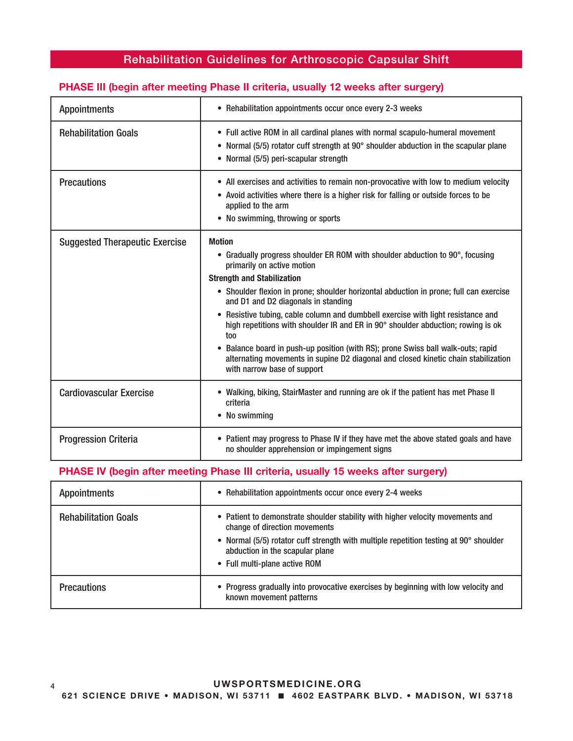## Rehabilitation Guidelines for Arthroscopic Capsular Shift

### PHASE III (begin after meeting Phase II criteria, usually 12 weeks after surgery)

| | |
|---|---|
| Appointments | • Rehabilitation appointments occur once every 2-3 weeks |
| Rehabilitation Goals | • Full active ROM in all cardinal planes with normal scapulo-humeral movement<br>• Normal (5/5) rotator cuff strength at 90° shoulder abduction in the scapular plane<br>• Normal (5/5) peri-scapular strength |
| Precautions | • All exercises and activities to remain non-provocative with low to medium velocity<br>• Avoid activities where there is a higher risk for falling or outside forces to be applied to the arm<br>• No swimming, throwing or sports |
| Suggested Therapeutic Exercise | **Motion**<br>• Gradually progress shoulder ER ROM with shoulder abduction to 90°, focusing primarily on active motion<br>**Strength and Stabilization**<br>• Shoulder flexion in prone; shoulder horizontal abduction in prone; full can exercise and D1 and D2 diagonals in standing<br>• Resistive tubing, cable column and dumbbell exercise with light resistance and high repetitions with shoulder IR and ER in 90° shoulder abduction; rowing is ok too<br>• Balance board in push-up position (with RS); prone Swiss ball walk-outs; rapid alternating movements in supine D2 diagonal and closed kinetic chain stabilization with narrow base of support |
| Cardiovascular Exercise | • Walking, biking, StairMaster and running are ok if the patient has met Phase II criteria<br>• No swimming |
| Progression Criteria | • Patient may progress to Phase IV if they have met the above stated goals and have no shoulder apprehension or impingement signs |

### PHASE IV (begin after meeting Phase III criteria, usually 15 weeks after surgery)

| | |
|---|---|
| Appointments | • Rehabilitation appointments occur once every 2-4 weeks |
| Rehabilitation Goals | • Patient to demonstrate shoulder stability with higher velocity movements and change of direction movements<br>• Normal (5/5) rotator cuff strength with multiple repetition testing at 90° shoulder abduction in the scapular plane<br>• Full multi-plane active ROM |
| Precautions | • Progress gradually into provocative exercises by beginning with low velocity and known movement patterns |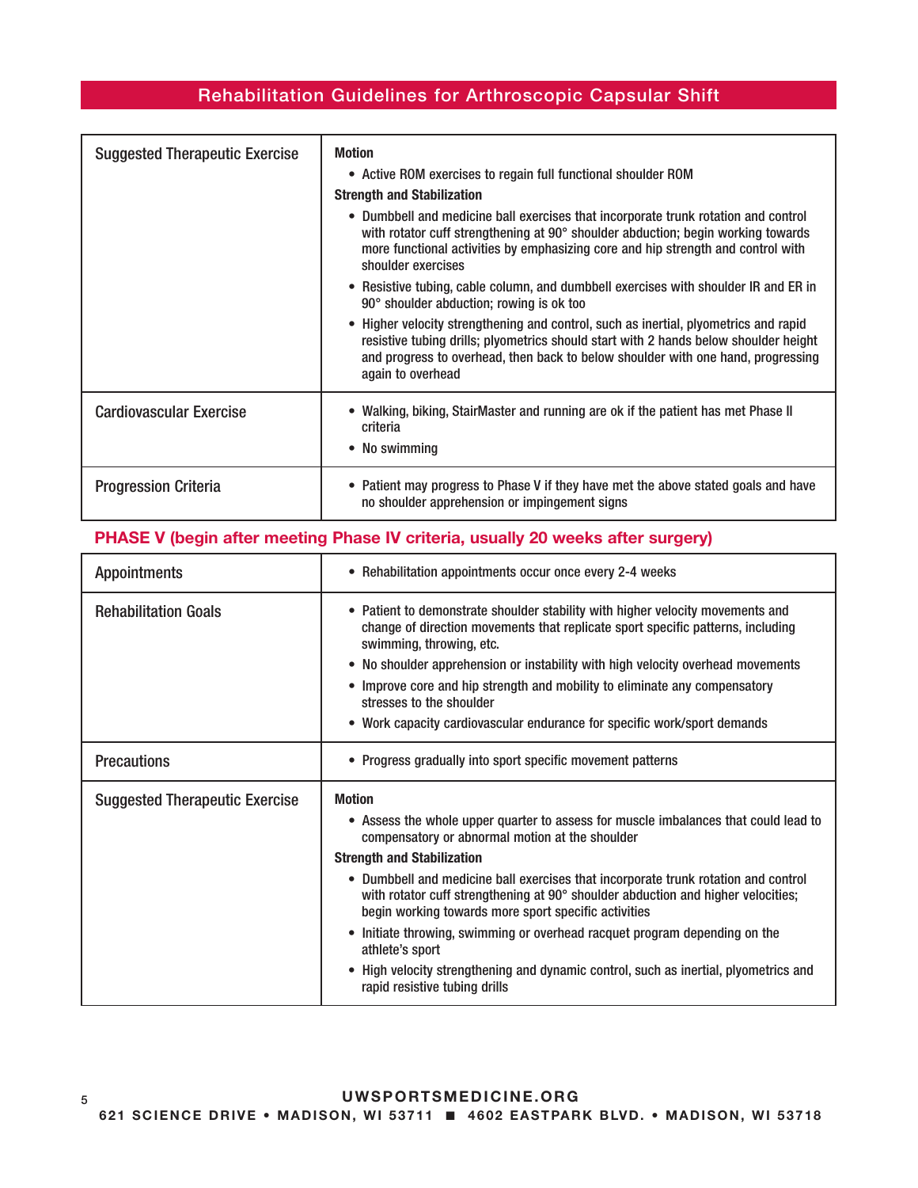| | |
|---|---|
| Suggested Therapeutic Exercise | **Motion**<br>• Active ROM exercises to regain full functional shoulder ROM<br>**Strength and Stabilization**<br>• Dumbbell and medicine ball exercises that incorporate trunk rotation and control with rotator cuff strengthening at 90° shoulder abduction; begin working towards more functional activities by emphasizing core and hip strength and control with shoulder exercises<br>• Resistive tubing, cable column, and dumbbell exercises with shoulder IR and ER in 90° shoulder abduction; rowing is ok too<br>• Higher velocity strengthening and control, such as inertial, plyometrics and rapid resistive tubing drills; plyometrics should start with 2 hands below shoulder height and progress to overhead, then back to below shoulder with one hand, progressing again to overhead |
| Cardiovascular Exercise | • Walking, biking, StairMaster and running are ok if the patient has met Phase II criteria<br>• No swimming |
| Progression Criteria | • Patient may progress to Phase V if they have met the above stated goals and have no shoulder apprehension or impingement signs |

## PHASE V (begin after meeting Phase IV criteria, usually 20 weeks after surgery)

| | |
|---|---|
| Appointments | • Rehabilitation appointments occur once every 2-4 weeks |
| Rehabilitation Goals | • Patient to demonstrate shoulder stability with higher velocity movements and change of direction movements that replicate sport specific patterns, including swimming, throwing, etc.<br>• No shoulder apprehension or instability with high velocity overhead movements<br>• Improve core and hip strength and mobility to eliminate any compensatory stresses to the shoulder<br>• Work capacity cardiovascular endurance for specific work/sport demands |
| Precautions | • Progress gradually into sport specific movement patterns |
| Suggested Therapeutic Exercise | **Motion**<br>• Assess the whole upper quarter to assess for muscle imbalances that could lead to compensatory or abnormal motion at the shoulder<br>**Strength and Stabilization**<br>• Dumbbell and medicine ball exercises that incorporate trunk rotation and control with rotator cuff strengthening at 90° shoulder abduction and higher velocities; begin working towards more sport specific activities<br>• Initiate throwing, swimming or overhead racquet program depending on the athlete's sport<br>• High velocity strengthening and dynamic control, such as inertial, plyometrics and rapid resistive tubing drills |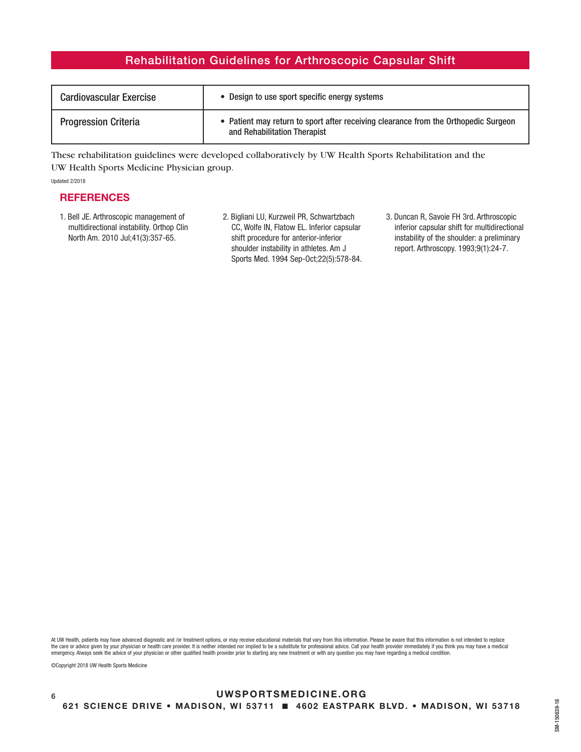## Rehabilitation Guidelines for Arthroscopic Capsular Shift

| | |
|---|---|
| Cardiovascular Exercise | • Design to use sport specific energy systems |
| Progression Criteria | • Patient may return to sport after receiving clearance from the Orthopedic Surgeon and Rehabilitation Therapist |

These rehabilitation guidelines were developed collaboratively by UW Health Sports Rehabilitation and the UW Health Sports Medicine Physician group.

Updated 2/2018

### REFERENCES

1. Bell JE. Arthroscopic management of multidirectional instability. Orthop Clin North Am. 2010 Jul;41(3):357-65.
2. Bigliani LU, Kurzweil PR, Schwartzbach CC, Wolfe IN, Flatow EL. Inferior capsular shift procedure for anterior-inferior shoulder instability in athletes. Am J Sports Med. 1994 Sep-Oct;22(5):578-84.
3. Duncan R, Savoie FH 3rd. Arthroscopic inferior capsular shift for multidirectional instability of the shoulder: a preliminary report. Arthroscopy. 1993;9(1):24-7.

At UW Health, patients may have advanced diagnostic and /or treatment options, or may receive educational materials that vary from this information. Please be aware that this information is not intended to replace the care or advice given by your physician or health care provider. It is neither intended nor implied to be a substitute for professional advice. Call your health provider immediately if you think you may have a medical emergency. Always seek the advice of your physician or other qualified health provider prior to starting any new treatment or with any question you may have regarding a medical condition.

©Copyright 2018 UW Health Sports Medicine

**UWSPORTSMEDICINE.ORG**

**621 SCIENCE DRIVE • MADISON, WI 53711 ■ 4602 EASTPARK BLVD. • MADISON, WI 53718**

SM-150639-18